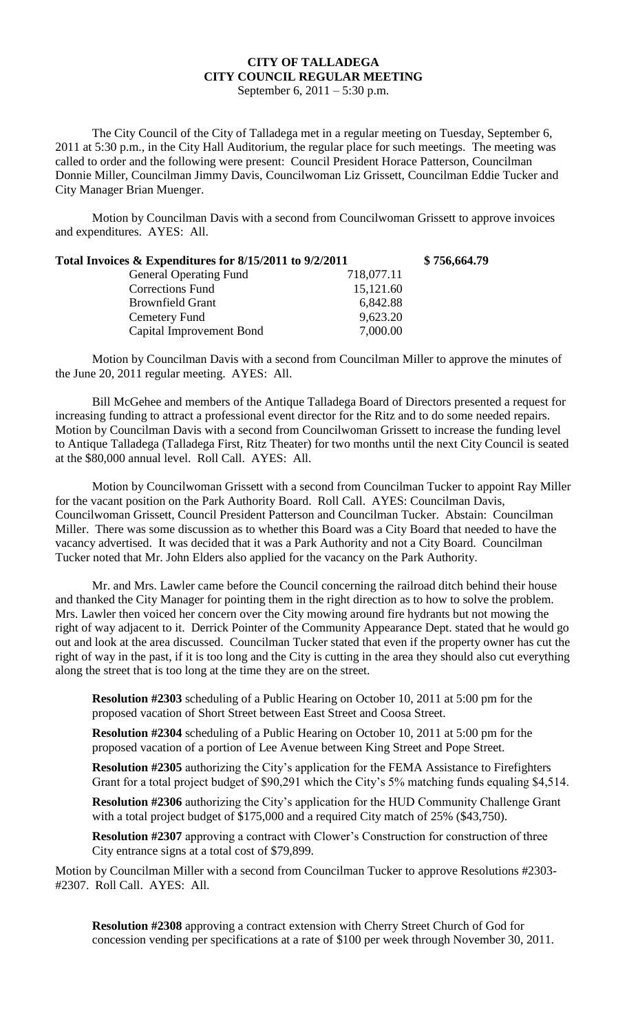# CITY OF TALLADEGA
# CITY COUNCIL REGULAR MEETING

September 6, 2011 – 5:30 p.m.

The City Council of the City of Talladega met in a regular meeting on Tuesday, September 6, 2011 at 5:30 p.m., in the City Hall Auditorium, the regular place for such meetings. The meeting was called to order and the following were present: Council President Horace Patterson, Councilman Donnie Miller, Councilman Jimmy Davis, Councilwoman Liz Grissett, Councilman Eddie Tucker and City Manager Brian Muenger.

Motion by Councilman Davis with a second from Councilwoman Grissett to approve invoices and expenditures. AYES: All.

| **Total Invoices & Expenditures for 8/15/2011 to 9/2/2011** | | **$ 756,664.79** |
|---|---|---|
| General Operating Fund | 718,077.11 | |
| Corrections Fund | 15,121.60 | |
| Brownfield Grant | 6,842.88 | |
| Cemetery Fund | 9,623.20 | |
| Capital Improvement Bond | 7,000.00 | |

Motion by Councilman Davis with a second from Councilman Miller to approve the minutes of the June 20, 2011 regular meeting. AYES: All.

Bill McGehee and members of the Antique Talladega Board of Directors presented a request for increasing funding to attract a professional event director for the Ritz and to do some needed repairs. Motion by Councilman Davis with a second from Councilwoman Grissett to increase the funding level to Antique Talladega (Talladega First, Ritz Theater) for two months until the next City Council is seated at the $80,000 annual level. Roll Call. AYES: All.

Motion by Councilwoman Grissett with a second from Councilman Tucker to appoint Ray Miller for the vacant position on the Park Authority Board. Roll Call. AYES: Councilman Davis, Councilwoman Grissett, Council President Patterson and Councilman Tucker. Abstain: Councilman Miller. There was some discussion as to whether this Board was a City Board that needed to have the vacancy advertised. It was decided that it was a Park Authority and not a City Board. Councilman Tucker noted that Mr. John Elders also applied for the vacancy on the Park Authority.

Mr. and Mrs. Lawler came before the Council concerning the railroad ditch behind their house and thanked the City Manager for pointing them in the right direction as to how to solve the problem. Mrs. Lawler then voiced her concern over the City mowing around fire hydrants but not mowing the right of way adjacent to it. Derrick Pointer of the Community Appearance Dept. stated that he would go out and look at the area discussed. Councilman Tucker stated that even if the property owner has cut the right of way in the past, if it is too long and the City is cutting in the area they should also cut everything along the street that is too long at the time they are on the street.

**Resolution #2303** scheduling of a Public Hearing on October 10, 2011 at 5:00 pm for the proposed vacation of Short Street between East Street and Coosa Street.

**Resolution #2304** scheduling of a Public Hearing on October 10, 2011 at 5:00 pm for the proposed vacation of a portion of Lee Avenue between King Street and Pope Street.

**Resolution #2305** authorizing the City's application for the FEMA Assistance to Firefighters Grant for a total project budget of $90,291 which the City's 5% matching funds equaling $4,514.

**Resolution #2306** authorizing the City's application for the HUD Community Challenge Grant with a total project budget of $175,000 and a required City match of 25% ($43,750).

**Resolution #2307** approving a contract with Clower's Construction for construction of three City entrance signs at a total cost of $79,899.

Motion by Councilman Miller with a second from Councilman Tucker to approve Resolutions #2303-#2307. Roll Call. AYES: All.

**Resolution #2308** approving a contract extension with Cherry Street Church of God for concession vending per specifications at a rate of $100 per week through November 30, 2011.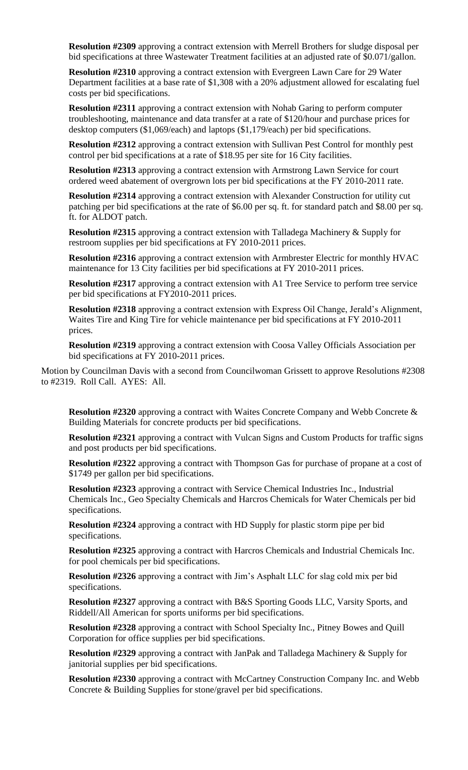**Resolution #2309** approving a contract extension with Merrell Brothers for sludge disposal per bid specifications at three Wastewater Treatment facilities at an adjusted rate of $0.071/gallon.

**Resolution #2310** approving a contract extension with Evergreen Lawn Care for 29 Water Department facilities at a base rate of $1,308 with a 20% adjustment allowed for escalating fuel costs per bid specifications.

**Resolution #2311** approving a contract extension with Nohab Garing to perform computer troubleshooting, maintenance and data transfer at a rate of $120/hour and purchase prices for desktop computers ($1,069/each) and laptops ($1,179/each) per bid specifications.

**Resolution #2312** approving a contract extension with Sullivan Pest Control for monthly pest control per bid specifications at a rate of $18.95 per site for 16 City facilities.

**Resolution #2313** approving a contract extension with Armstrong Lawn Service for court ordered weed abatement of overgrown lots per bid specifications at the FY 2010-2011 rate.

**Resolution #2314** approving a contract extension with Alexander Construction for utility cut patching per bid specifications at the rate of $6.00 per sq. ft. for standard patch and $8.00 per sq. ft. for ALDOT patch.

**Resolution #2315** approving a contract extension with Talladega Machinery & Supply for restroom supplies per bid specifications at FY 2010-2011 prices.

**Resolution #2316** approving a contract extension with Armbrester Electric for monthly HVAC maintenance for 13 City facilities per bid specifications at FY 2010-2011 prices.

**Resolution #2317** approving a contract extension with A1 Tree Service to perform tree service per bid specifications at FY2010-2011 prices.

**Resolution #2318** approving a contract extension with Express Oil Change, Jerald's Alignment, Waites Tire and King Tire for vehicle maintenance per bid specifications at FY 2010-2011 prices.

**Resolution #2319** approving a contract extension with Coosa Valley Officials Association per bid specifications at FY 2010-2011 prices.

Motion by Councilman Davis with a second from Councilwoman Grissett to approve Resolutions #2308 to #2319. Roll Call. AYES: All.

**Resolution #2320** approving a contract with Waites Concrete Company and Webb Concrete & Building Materials for concrete products per bid specifications.

**Resolution #2321** approving a contract with Vulcan Signs and Custom Products for traffic signs and post products per bid specifications.

**Resolution #2322** approving a contract with Thompson Gas for purchase of propane at a cost of $1749 per gallon per bid specifications.

**Resolution #2323** approving a contract with Service Chemical Industries Inc., Industrial Chemicals Inc., Geo Specialty Chemicals and Harcros Chemicals for Water Chemicals per bid specifications.

**Resolution #2324** approving a contract with HD Supply for plastic storm pipe per bid specifications.

**Resolution #2325** approving a contract with Harcros Chemicals and Industrial Chemicals Inc. for pool chemicals per bid specifications.

**Resolution #2326** approving a contract with Jim's Asphalt LLC for slag cold mix per bid specifications.

**Resolution #2327** approving a contract with B&S Sporting Goods LLC, Varsity Sports, and Riddell/All American for sports uniforms per bid specifications.

**Resolution #2328** approving a contract with School Specialty Inc., Pitney Bowes and Quill Corporation for office supplies per bid specifications.

**Resolution #2329** approving a contract with JanPak and Talladega Machinery & Supply for janitorial supplies per bid specifications.

**Resolution #2330** approving a contract with McCartney Construction Company Inc. and Webb Concrete & Building Supplies for stone/gravel per bid specifications.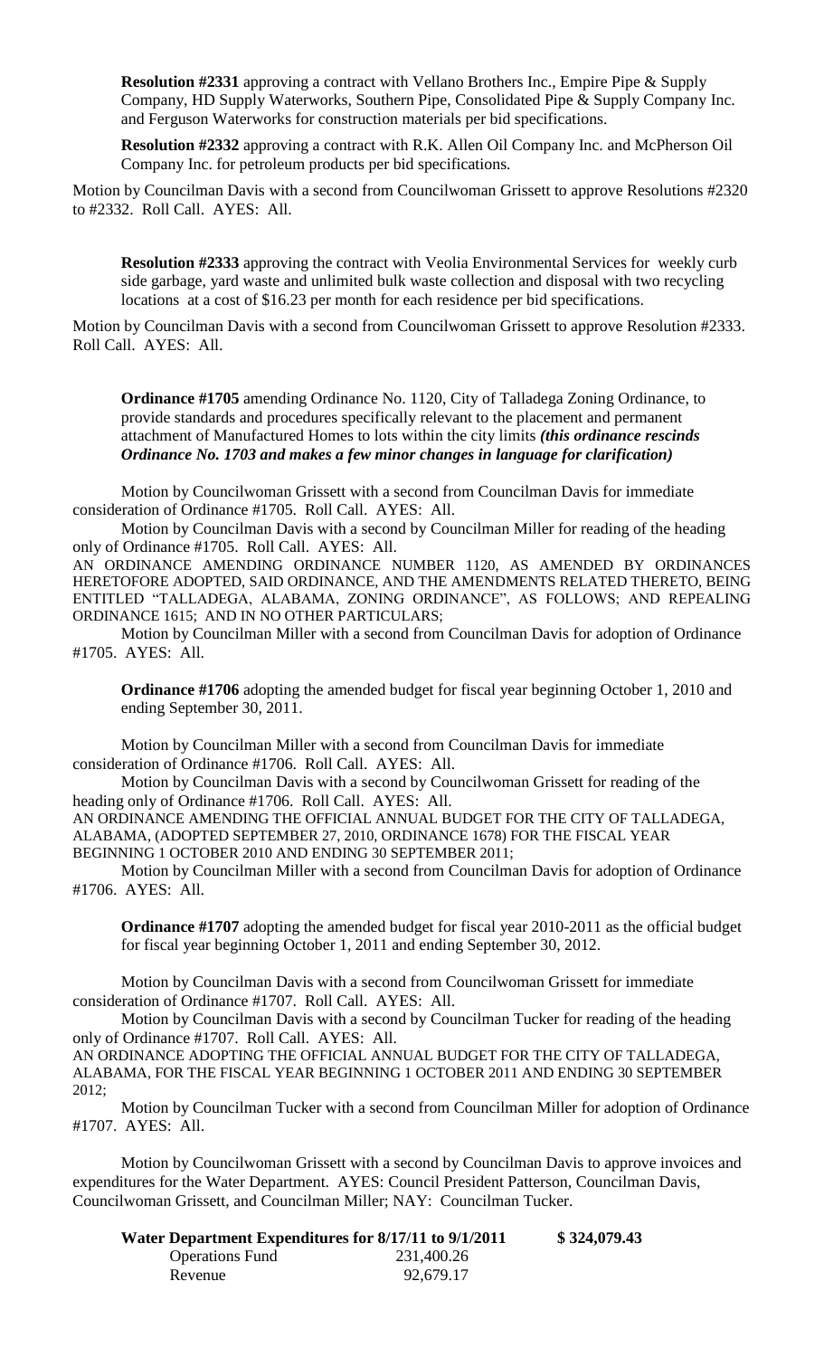**Resolution #2331** approving a contract with Vellano Brothers Inc., Empire Pipe & Supply Company, HD Supply Waterworks, Southern Pipe, Consolidated Pipe & Supply Company Inc. and Ferguson Waterworks for construction materials per bid specifications.

**Resolution #2332** approving a contract with R.K. Allen Oil Company Inc. and McPherson Oil Company Inc. for petroleum products per bid specifications.

Motion by Councilman Davis with a second from Councilwoman Grissett to approve Resolutions #2320 to #2332. Roll Call. AYES: All.

**Resolution #2333** approving the contract with Veolia Environmental Services for weekly curb side garbage, yard waste and unlimited bulk waste collection and disposal with two recycling locations at a cost of $16.23 per month for each residence per bid specifications.

Motion by Councilman Davis with a second from Councilwoman Grissett to approve Resolution #2333. Roll Call. AYES: All.

**Ordinance #1705** amending Ordinance No. 1120, City of Talladega Zoning Ordinance, to provide standards and procedures specifically relevant to the placement and permanent attachment of Manufactured Homes to lots within the city limits ***(this ordinance rescinds Ordinance No. 1703 and makes a few minor changes in language for clarification)***

Motion by Councilwoman Grissett with a second from Councilman Davis for immediate consideration of Ordinance #1705. Roll Call. AYES: All.

Motion by Councilman Davis with a second by Councilman Miller for reading of the heading only of Ordinance #1705. Roll Call. AYES: All.

AN ORDINANCE AMENDING ORDINANCE NUMBER 1120, AS AMENDED BY ORDINANCES HERETOFORE ADOPTED, SAID ORDINANCE, AND THE AMENDMENTS RELATED THERETO, BEING ENTITLED "TALLADEGA, ALABAMA, ZONING ORDINANCE", AS FOLLOWS; AND REPEALING ORDINANCE 1615; AND IN NO OTHER PARTICULARS;

Motion by Councilman Miller with a second from Councilman Davis for adoption of Ordinance #1705. AYES: All.

**Ordinance #1706** adopting the amended budget for fiscal year beginning October 1, 2010 and ending September 30, 2011.

Motion by Councilman Miller with a second from Councilman Davis for immediate consideration of Ordinance #1706. Roll Call. AYES: All.

Motion by Councilman Davis with a second by Councilwoman Grissett for reading of the heading only of Ordinance #1706. Roll Call. AYES: All.

AN ORDINANCE AMENDING THE OFFICIAL ANNUAL BUDGET FOR THE CITY OF TALLADEGA, ALABAMA, (ADOPTED SEPTEMBER 27, 2010, ORDINANCE 1678) FOR THE FISCAL YEAR BEGINNING 1 OCTOBER 2010 AND ENDING 30 SEPTEMBER 2011;

Motion by Councilman Miller with a second from Councilman Davis for adoption of Ordinance #1706. AYES: All.

**Ordinance #1707** adopting the amended budget for fiscal year 2010-2011 as the official budget for fiscal year beginning October 1, 2011 and ending September 30, 2012.

Motion by Councilman Davis with a second from Councilwoman Grissett for immediate consideration of Ordinance #1707. Roll Call. AYES: All.

Motion by Councilman Davis with a second by Councilman Tucker for reading of the heading only of Ordinance #1707. Roll Call. AYES: All.

AN ORDINANCE ADOPTING THE OFFICIAL ANNUAL BUDGET FOR THE CITY OF TALLADEGA, ALABAMA, FOR THE FISCAL YEAR BEGINNING 1 OCTOBER 2011 AND ENDING 30 SEPTEMBER 2012;

Motion by Councilman Tucker with a second from Councilman Miller for adoption of Ordinance #1707. AYES: All.

Motion by Councilwoman Grissett with a second by Councilman Davis to approve invoices and expenditures for the Water Department. AYES: Council President Patterson, Councilman Davis, Councilwoman Grissett, and Councilman Miller; NAY: Councilman Tucker.

| **Water Department Expenditures for 8/17/11 to 9/1/2011** | | **$ 324,079.43** |
|---|---|---|
| Operations Fund | 231,400.26 | |
| Revenue | 92,679.17 | |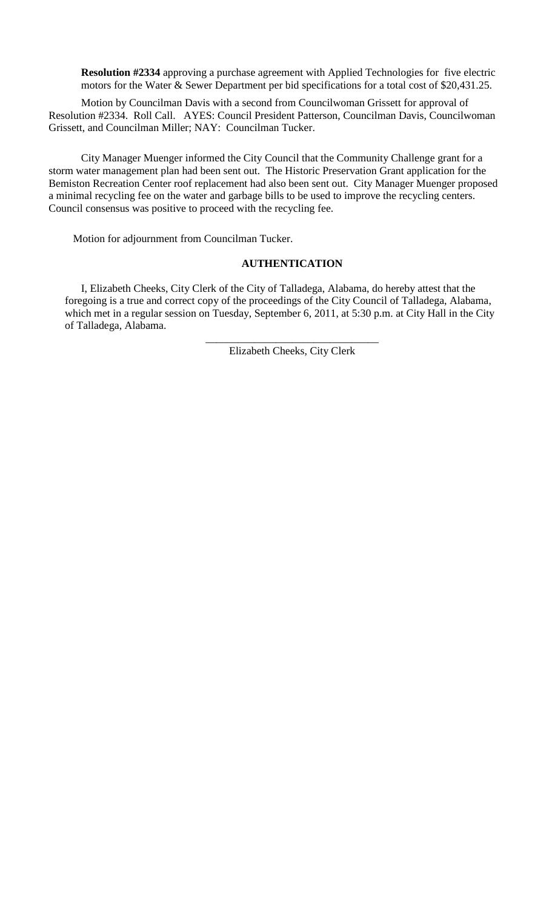**Resolution #2334** approving a purchase agreement with Applied Technologies for five electric motors for the Water & Sewer Department per bid specifications for a total cost of $20,431.25.

Motion by Councilman Davis with a second from Councilwoman Grissett for approval of Resolution #2334. Roll Call. AYES: Council President Patterson, Councilman Davis, Councilwoman Grissett, and Councilman Miller; NAY: Councilman Tucker.

City Manager Muenger informed the City Council that the Community Challenge grant for a storm water management plan had been sent out. The Historic Preservation Grant application for the Bemiston Recreation Center roof replacement had also been sent out. City Manager Muenger proposed a minimal recycling fee on the water and garbage bills to be used to improve the recycling centers. Council consensus was positive to proceed with the recycling fee.

Motion for adjournment from Councilman Tucker.

**AUTHENTICATION**

I, Elizabeth Cheeks, City Clerk of the City of Talladega, Alabama, do hereby attest that the foregoing is a true and correct copy of the proceedings of the City Council of Talladega, Alabama, which met in a regular session on Tuesday, September 6, 2011, at 5:30 p.m. at City Hall in the City of Talladega, Alabama.

\_\_\_\_\_\_\_\_\_\_\_\_\_\_\_\_\_\_\_\_\_\_\_\_\_\_\_\_\_\_\_\_

Elizabeth Cheeks, City Clerk